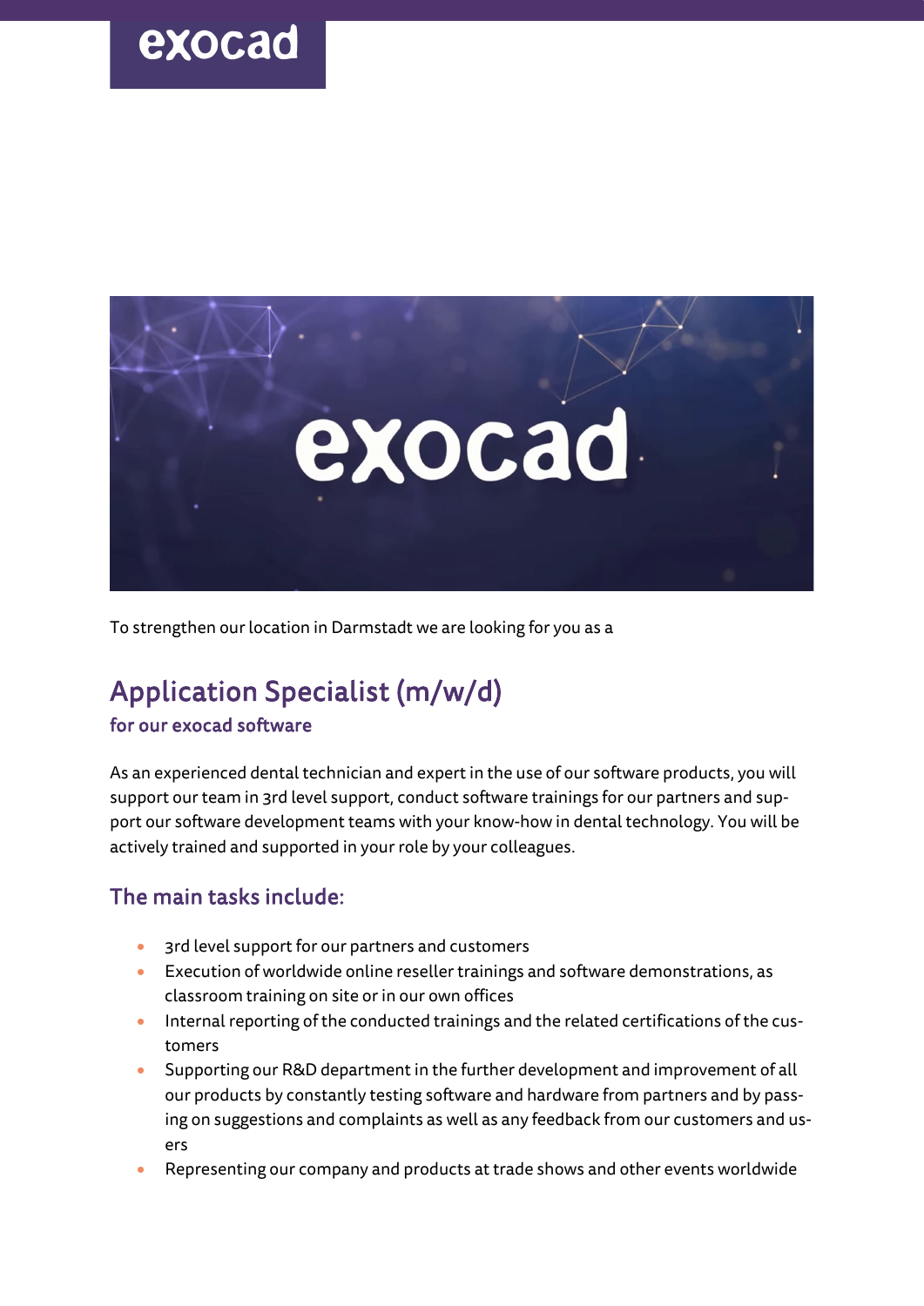To strengthen our location in Darmstadt we are looking for you as a

# Application Specialist (m/w/d)

### for our exocad software

As an experienced dental technician and expert in the use of our software products, you will support our team in 3rd level support, conduct software trainings for our partners and support our software development teams with your know-how in dental technology. You will be actively trained and supported in your role by your colleagues.

## The main tasks include:

- 3rd level support for our partners and customers
- Execution of worldwide online reseller trainings and software demonstrations, as classroom training on site or in our own offices
- Internal reporting of the conducted trainings and the related certifications of the customers
- Supporting our R&D department in the further development and improvement of all our products by constantly testing software and hardware from partners and by passing on suggestions and complaints as well as any feedback from our customers and users
- Representing our company and products at trade shows and other events worldwide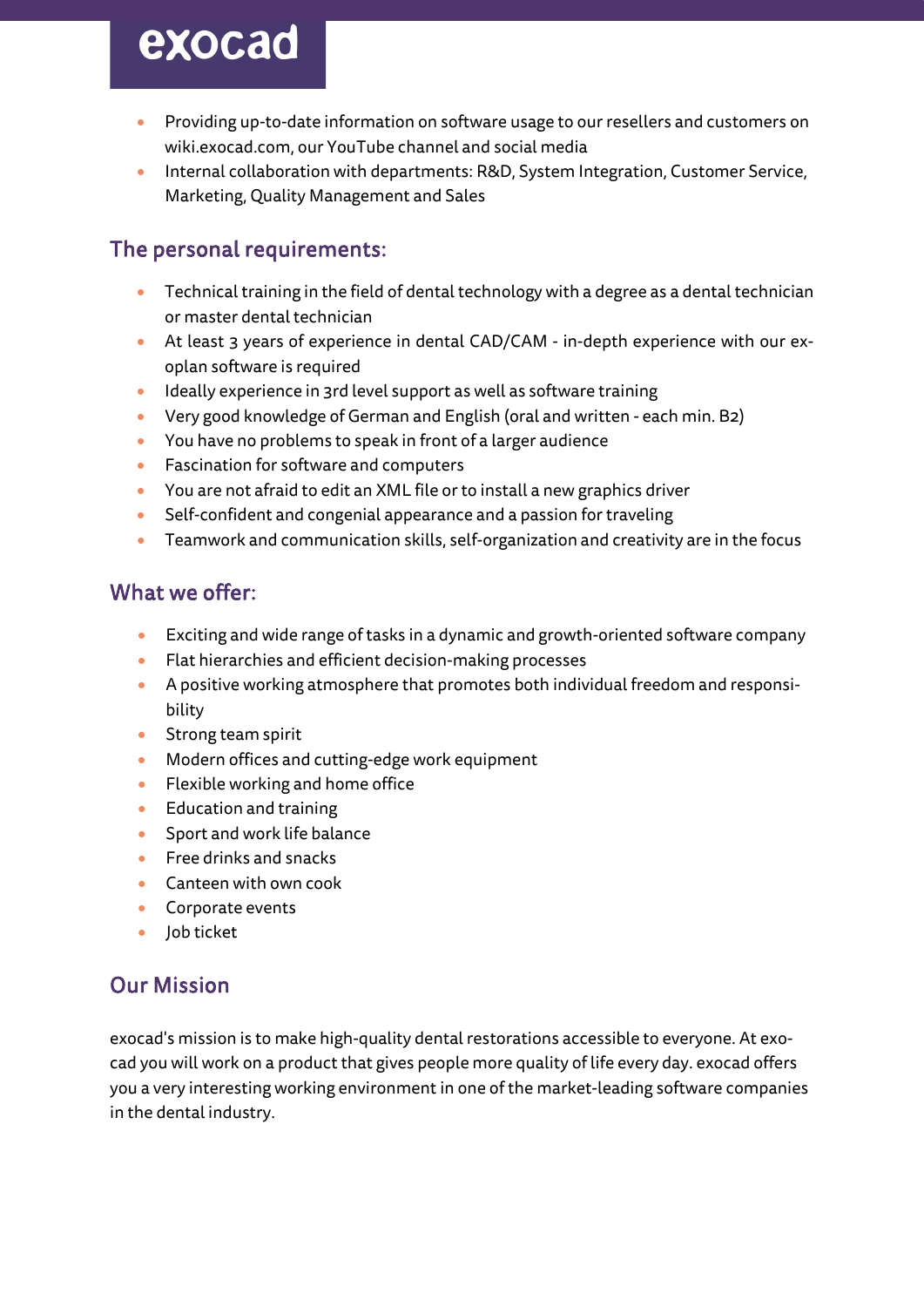- Providing up-to-date information on software usage to our resellers and customers on wiki.exocad.com, our YouTube channel and social media
- Internal collaboration with departments: R&D, System Integration, Customer Service, Marketing, Quality Management and Sales

## The personal requirements:

- Technical training in the field of dental technology with a degree as a dental technician or master dental technician
- At least 3 years of experience in dental CAD/CAM - in-depth experience with our exoplan software is required
- Ideally experience in 3rd level support as well as software training
- Very good knowledge of German and English (oral and written - each min. B2)
- You have no problems to speak in front of a larger audience
- Fascination for software and computers
- You are not afraid to edit an XML file or to install a new graphics driver
- Self-confident and congenial appearance and a passion for traveling
- Teamwork and communication skills, self-organization and creativity are in the focus

## What we offer:

- Exciting and wide range of tasks in a dynamic and growth-oriented software company
- Flat hierarchies and efficient decision-making processes
- A positive working atmosphere that promotes both individual freedom and responsibility
- Strong team spirit
- Modern offices and cutting-edge work equipment
- Flexible working and home office
- Education and training
- Sport and work life balance
- Free drinks and snacks
- Canteen with own cook
- Corporate events
- Job ticket

## Our Mission

exocad's mission is to make high-quality dental restorations accessible to everyone. At exocad you will work on a product that gives people more quality of life every day. exocad offers you a very interesting working environment in one of the market-leading software companies in the dental industry.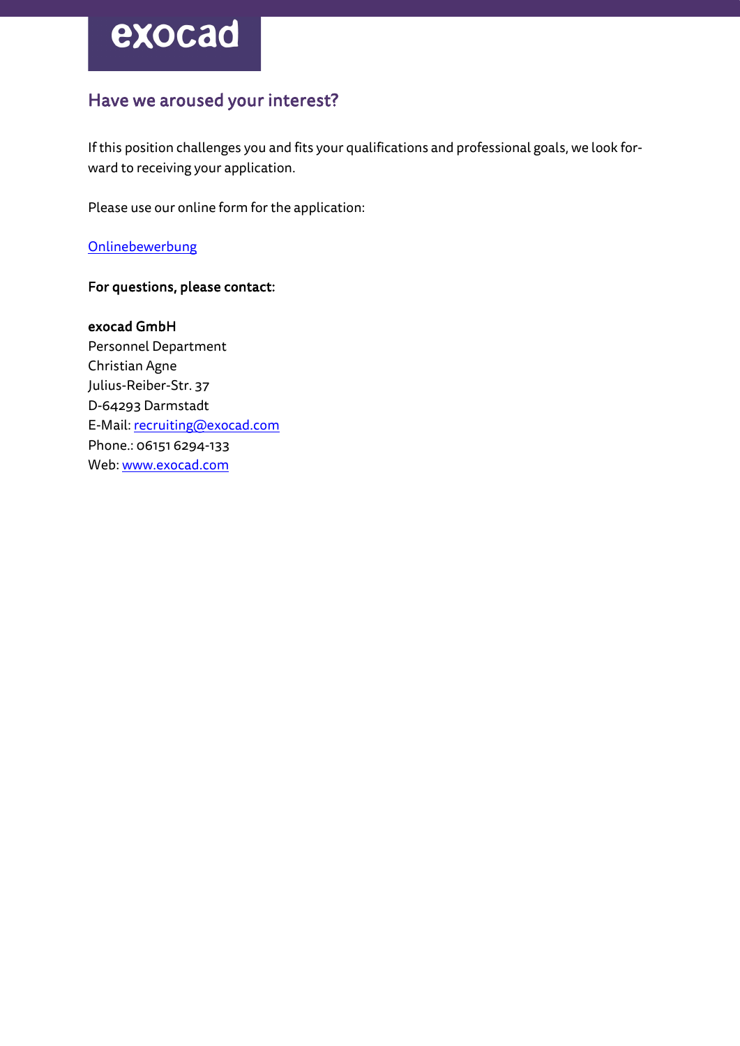exocad

## Have we aroused your interest?

If this position challenges you and fits your qualifications and professional goals, we look forward to receiving your application.

Please use our online form for the application:

[Onlinebewerbung]

**For questions, please contact:**

**exocad GmbH**
Personnel Department
Christian Agne
Julius-Reiber-Str. 37
D-64293 Darmstadt
E-Mail: recruiting@exocad.com
Phone.: 06151 6294-133
Web: www.exocad.com